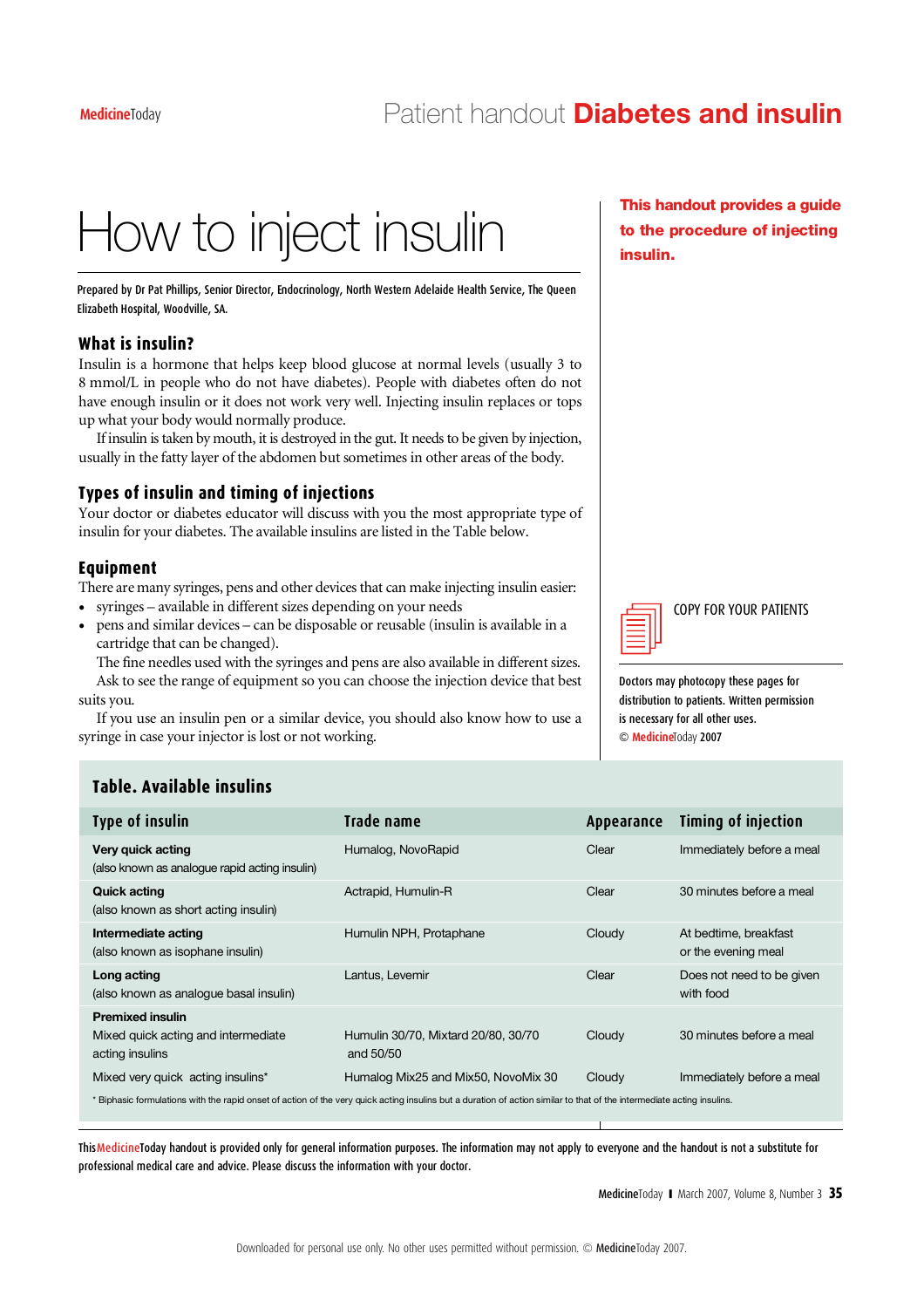# How to inject insulin

Prepared by Dr Pat Phillips, Senior Director, Endocrinology, North Western Adelaide Health Service, The Queen Elizabeth Hospital, Woodville, SA.

**This handout provides a guide to the procedure of injecting insulin.**

## What is insulin?

Insulin is a hormone that helps keep blood glucose at normal levels (usually 3 to 8 mmol/L in people who do not have diabetes). People with diabetes often do not have enough insulin or it does not work very well. Injecting insulin replaces or tops up what your body would normally produce.

If insulin is taken by mouth, it is destroyed in the gut. It needs to be given by injection, usually in the fatty layer of the abdomen but sometimes in other areas of the body.

## Types of insulin and timing of injections

Your doctor or diabetes educator will discuss with you the most appropriate type of insulin for your diabetes. The available insulins are listed in the Table below.

## Equipment

There are many syringes, pens and other devices that can make injecting insulin easier:

- syringes – available in different sizes depending on your needs
- pens and similar devices – can be disposable or reusable (insulin is available in a cartridge that can be changed).

The fine needles used with the syringes and pens are also available in different sizes.

Ask to see the range of equipment so you can choose the injection device that best suits you.

If you use an insulin pen or a similar device, you should also know how to use a syringe in case your injector is lost or not working.

COPY FOR YOUR PATIENTS

Doctors may photocopy these pages for distribution to patients. Written permission is necessary for all other uses.
© MedicineToday 2007

## Table. Available insulins

| Type of insulin | Trade name | Appearance | Timing of injection |
|---|---|---|---|
| **Very quick acting** (also known as analogue rapid acting insulin) | Humalog, NovoRapid | Clear | Immediately before a meal |
| **Quick acting** (also known as short acting insulin) | Actrapid, Humulin-R | Clear | 30 minutes before a meal |
| **Intermediate acting** (also known as isophane insulin) | Humulin NPH, Protaphane | Cloudy | At bedtime, breakfast or the evening meal |
| **Long acting** (also known as analogue basal insulin) | Lantus, Levemir | Clear | Does not need to be given with food |
| **Premixed insulin** | | | |
| Mixed quick acting and intermediate acting insulins | Humulin 30/70, Mixtard 20/80, 30/70 and 50/50 | Cloudy | 30 minutes before a meal |
| Mixed very quick acting insulins* | Humalog Mix25 and Mix50, NovoMix 30 | Cloudy | Immediately before a meal |

* Biphasic formulations with the rapid onset of action of the very quick acting insulins but a duration of action similar to that of the intermediate acting insulins.

This MedicineToday handout is provided only for general information purposes. The information may not apply to everyone and the handout is not a substitute for professional medical care and advice. Please discuss the information with your doctor.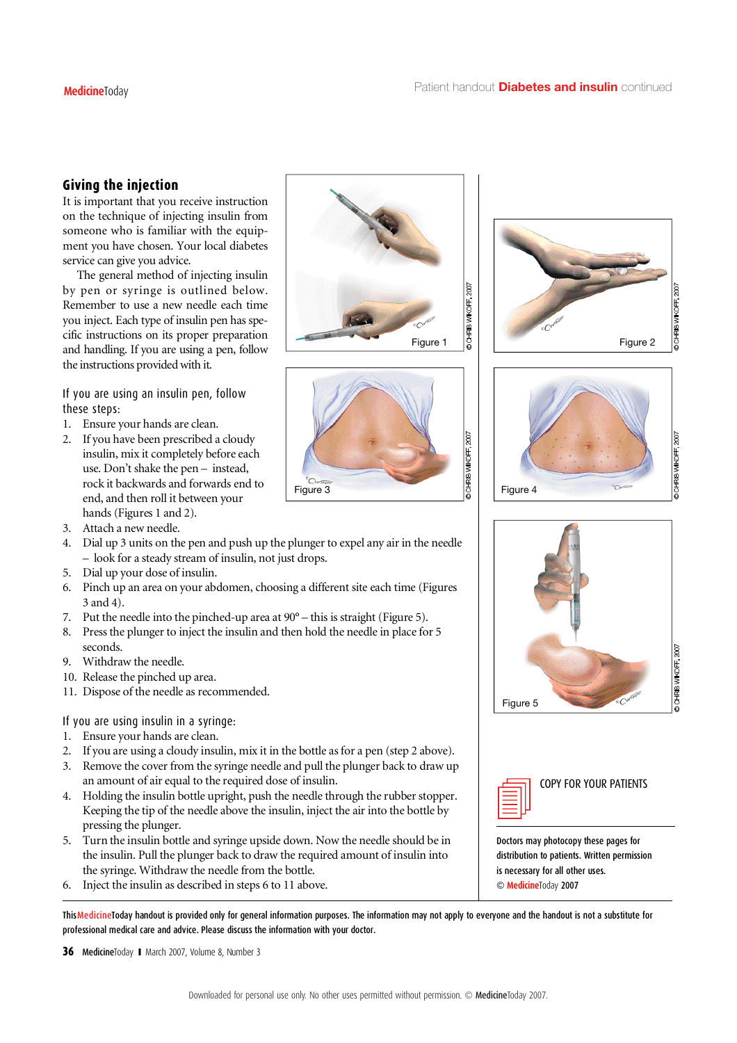## Giving the injection

It is important that you receive instruction on the technique of injecting insulin from someone who is familiar with the equipment you have chosen. Your local diabetes service can give you advice.

The general method of injecting insulin by pen or syringe is outlined below. Remember to use a new needle each time you inject. Each type of insulin pen has specific instructions on its proper preparation and handling. If you are using a pen, follow the instructions provided with it.

### If you are using an insulin pen, follow these steps:

1. Ensure your hands are clean.
2. If you have been prescribed a cloudy insulin, mix it completely before each use. Don't shake the pen – instead, rock it backwards and forwards end to end, and then roll it between your hands (Figures 1 and 2).
3. Attach a new needle.
4. Dial up 3 units on the pen and push up the plunger to expel any air in the needle – look for a steady stream of insulin, not just drops.
5. Dial up your dose of insulin.
6. Pinch up an area on your abdomen, choosing a different site each time (Figures 3 and 4).
7. Put the needle into the pinched-up area at 90° – this is straight (Figure 5).
8. Press the plunger to inject the insulin and then hold the needle in place for 5 seconds.
9. Withdraw the needle.
10. Release the pinched up area.
11. Dispose of the needle as recommended.

### If you are using insulin in a syringe:

1. Ensure your hands are clean.
2. If you are using a cloudy insulin, mix it in the bottle as for a pen (step 2 above).
3. Remove the cover from the syringe needle and pull the plunger back to draw up an amount of air equal to the required dose of insulin.
4. Holding the insulin bottle upright, push the needle through the rubber stopper. Keeping the tip of the needle above the insulin, inject the air into the bottle by pressing the plunger.
5. Turn the insulin bottle and syringe upside down. Now the needle should be in the insulin. Pull the plunger back to draw the required amount of insulin into the syringe. Withdraw the needle from the bottle.
6. Inject the insulin as described in steps 6 to 11 above.

Figure 1 © CHRIS WIKOFF, 2007

Figure 2 © CHRIS WIKOFF, 2007

Figure 3 © CHRIS WIKOFF, 2007

Figure 4 © CHRIS WIKOFF, 2007

Figure 5 © CHRIS WIKOFF, 2007

**COPY FOR YOUR PATIENTS**

Doctors may photocopy these pages for distribution to patients. Written permission is necessary for all other uses.
© MedicineToday 2007

This MedicineToday handout is provided only for general information purposes. The information may not apply to everyone and the handout is not a substitute for professional medical care and advice. Please discuss the information with your doctor.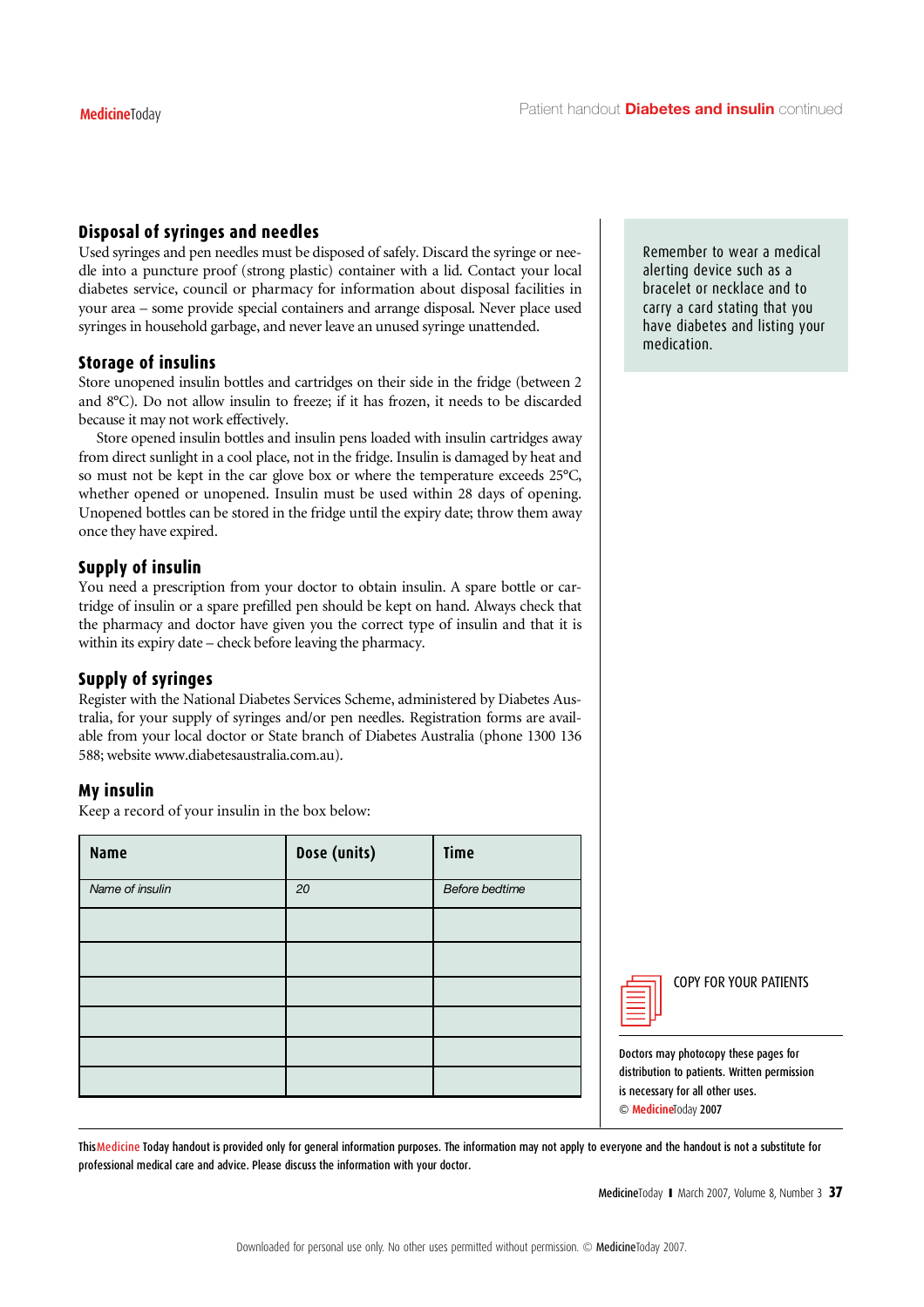## Disposal of syringes and needles

Used syringes and pen needles must be disposed of safely. Discard the syringe or needle into a puncture proof (strong plastic) container with a lid. Contact your local diabetes service, council or pharmacy for information about disposal facilities in your area – some provide special containers and arrange disposal. Never place used syringes in household garbage, and never leave an unused syringe unattended.

## Storage of insulins

Store unopened insulin bottles and cartridges on their side in the fridge (between 2 and 8°C). Do not allow insulin to freeze; if it has frozen, it needs to be discarded because it may not work effectively.

Store opened insulin bottles and insulin pens loaded with insulin cartridges away from direct sunlight in a cool place, not in the fridge. Insulin is damaged by heat and so must not be kept in the car glove box or where the temperature exceeds 25°C, whether opened or unopened. Insulin must be used within 28 days of opening. Unopened bottles can be stored in the fridge until the expiry date; throw them away once they have expired.

## Supply of insulin

You need a prescription from your doctor to obtain insulin. A spare bottle or cartridge of insulin or a spare prefilled pen should be kept on hand. Always check that the pharmacy and doctor have given you the correct type of insulin and that it is within its expiry date – check before leaving the pharmacy.

## Supply of syringes

Register with the National Diabetes Services Scheme, administered by Diabetes Australia, for your supply of syringes and/or pen needles. Registration forms are available from your local doctor or State branch of Diabetes Australia (phone 1300 136 588; website www.diabetesaustralia.com.au).

## My insulin

Keep a record of your insulin in the box below:

| Name | Dose (units) | Time |
|---|---|---|
| *Name of insulin* | *20* | *Before bedtime* |
| | | |
| | | |
| | | |
| | | |
| | | |
| | | |

Remember to wear a medical alerting device such as a bracelet or necklace and to carry a card stating that you have diabetes and listing your medication.

COPY FOR YOUR PATIENTS

Doctors may photocopy these pages for distribution to patients. Written permission is necessary for all other uses.
© MedicineToday 2007

This Medicine Today handout is provided only for general information purposes. The information may not apply to everyone and the handout is not a substitute for professional medical care and advice. Please discuss the information with your doctor.